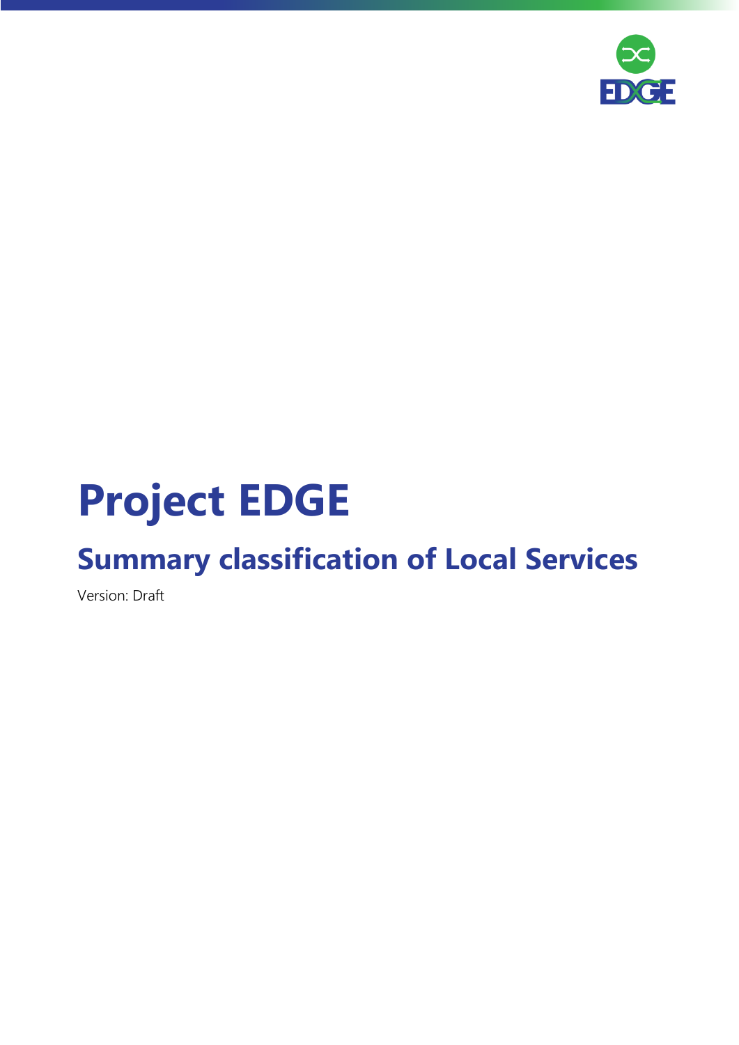# Project EDGE

## Summary classification of Local Services

Version: Draft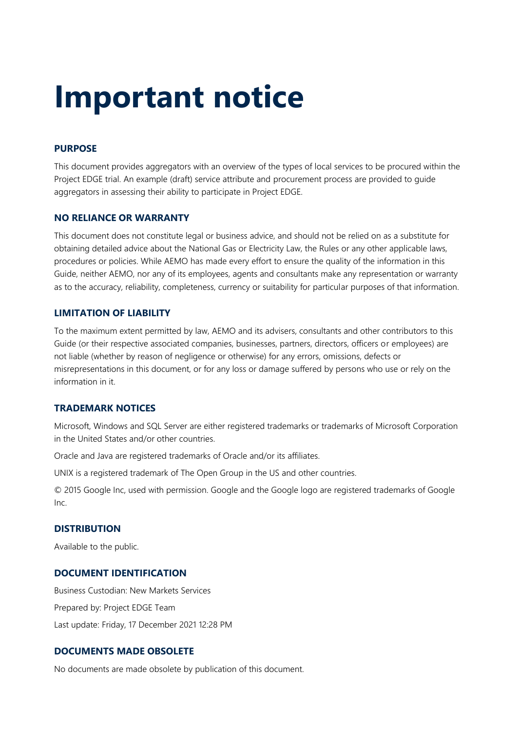# Important notice

## PURPOSE

This document provides aggregators with an overview of the types of local services to be procured within the Project EDGE trial. An example (draft) service attribute and procurement process are provided to guide aggregators in assessing their ability to participate in Project EDGE.

## NO RELIANCE OR WARRANTY

This document does not constitute legal or business advice, and should not be relied on as a substitute for obtaining detailed advice about the National Gas or Electricity Law, the Rules or any other applicable laws, procedures or policies. While AEMO has made every effort to ensure the quality of the information in this Guide, neither AEMO, nor any of its employees, agents and consultants make any representation or warranty as to the accuracy, reliability, completeness, currency or suitability for particular purposes of that information.

## LIMITATION OF LIABILITY

To the maximum extent permitted by law, AEMO and its advisers, consultants and other contributors to this Guide (or their respective associated companies, businesses, partners, directors, officers or employees) are not liable (whether by reason of negligence or otherwise) for any errors, omissions, defects or misrepresentations in this document, or for any loss or damage suffered by persons who use or rely on the information in it.

## TRADEMARK NOTICES

Microsoft, Windows and SQL Server are either registered trademarks or trademarks of Microsoft Corporation in the United States and/or other countries.

Oracle and Java are registered trademarks of Oracle and/or its affiliates.

UNIX is a registered trademark of The Open Group in the US and other countries.

© 2015 Google Inc, used with permission. Google and the Google logo are registered trademarks of Google Inc.

## DISTRIBUTION

Available to the public.

## DOCUMENT IDENTIFICATION

Business Custodian: New Markets Services

Prepared by: Project EDGE Team

Last update: Friday, 17 December 2021 12:28 PM

## DOCUMENTS MADE OBSOLETE

No documents are made obsolete by publication of this document.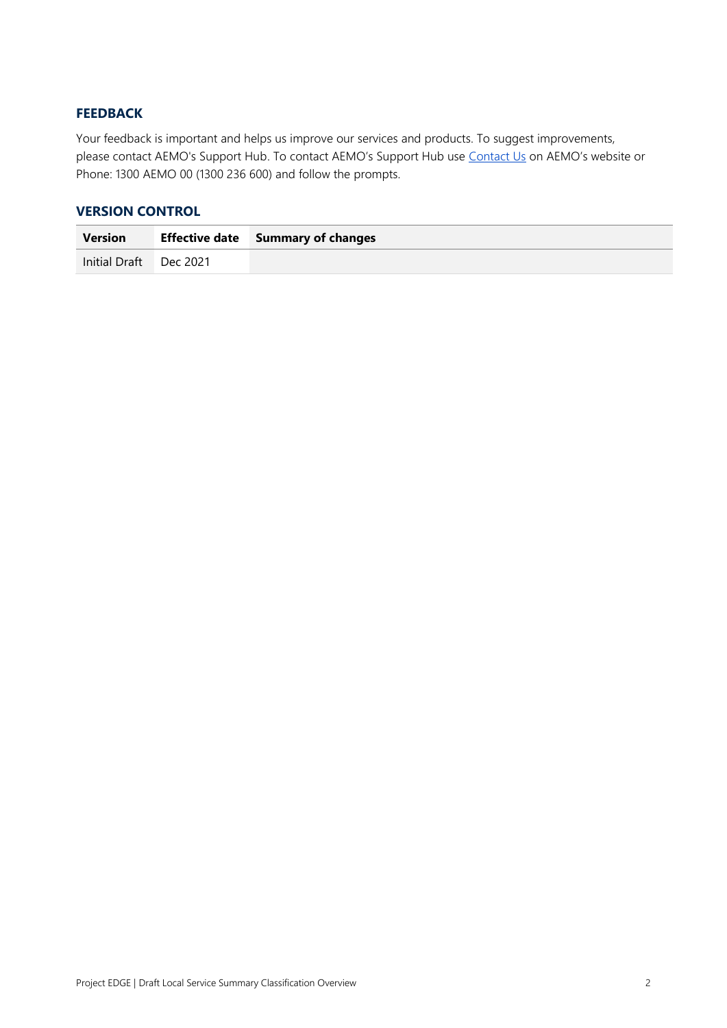## FEEDBACK

Your feedback is important and helps us improve our services and products. To suggest improvements, please contact AEMO's Support Hub. To contact AEMO's Support Hub use Contact Us on AEMO's website or Phone: 1300 AEMO 00 (1300 236 600) and follow the prompts.

## VERSION CONTROL

| Version | Effective date | Summary of changes |
|---|---|---|
| Initial Draft | Dec 2021 | |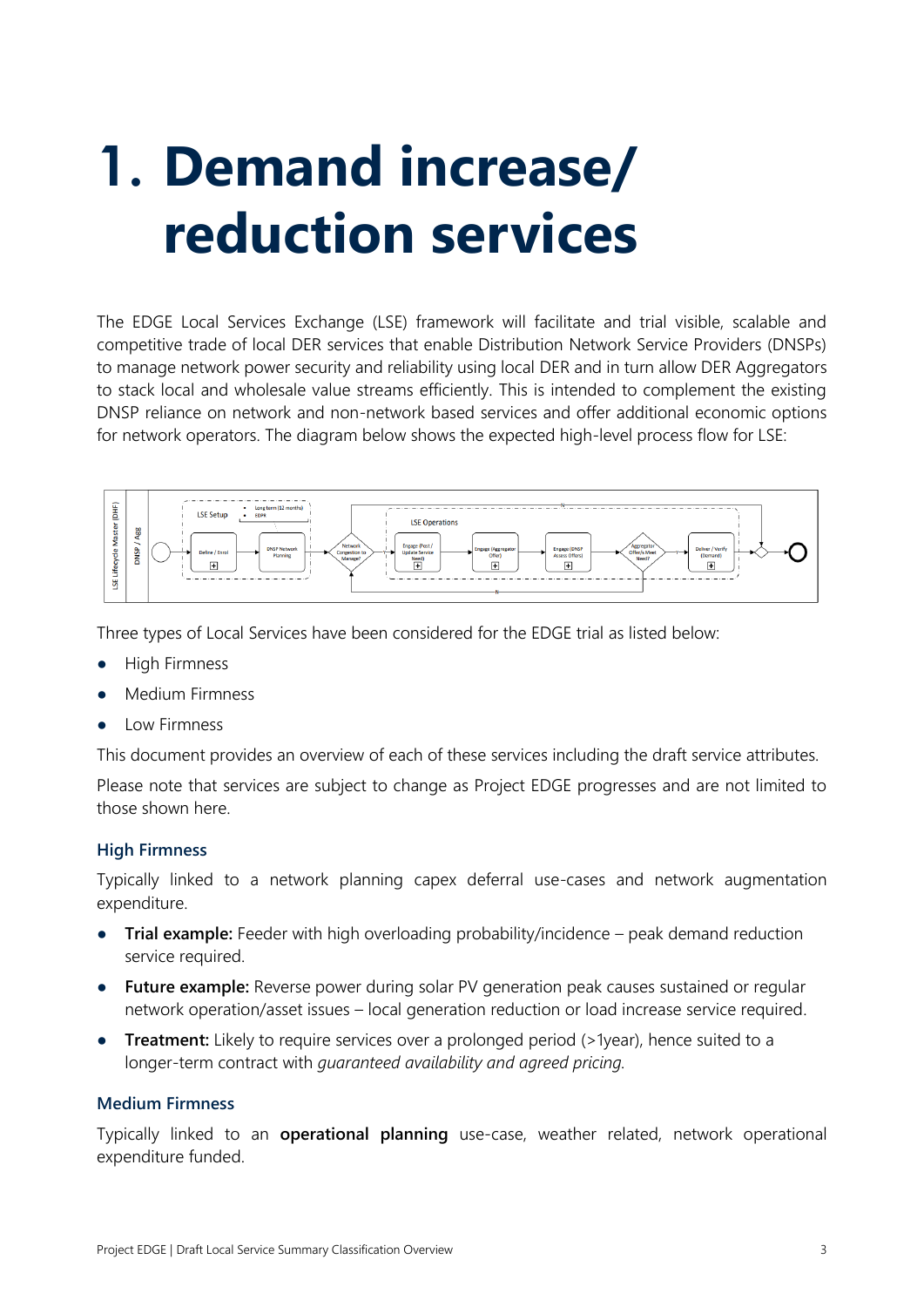# 1. Demand increase/ reduction services

The EDGE Local Services Exchange (LSE) framework will facilitate and trial visible, scalable and competitive trade of local DER services that enable Distribution Network Service Providers (DNSPs) to manage network power security and reliability using local DER and in turn allow DER Aggregators to stack local and wholesale value streams efficiently. This is intended to complement the existing DNSP reliance on network and non-network based services and offer additional economic options for network operators. The diagram below shows the expected high-level process flow for LSE:

Three types of Local Services have been considered for the EDGE trial as listed below:

- High Firmness
- Medium Firmness
- Low Firmness

This document provides an overview of each of these services including the draft service attributes.

Please note that services are subject to change as Project EDGE progresses and are not limited to those shown here.

### High Firmness

Typically linked to a network planning capex deferral use-cases and network augmentation expenditure.

- **Trial example:** Feeder with high overloading probability/incidence – peak demand reduction service required.
- **Future example:** Reverse power during solar PV generation peak causes sustained or regular network operation/asset issues – local generation reduction or load increase service required.
- **Treatment:** Likely to require services over a prolonged period (>1year), hence suited to a longer-term contract with *guaranteed availability and agreed pricing.*

### Medium Firmness

Typically linked to an **operational planning** use-case, weather related, network operational expenditure funded.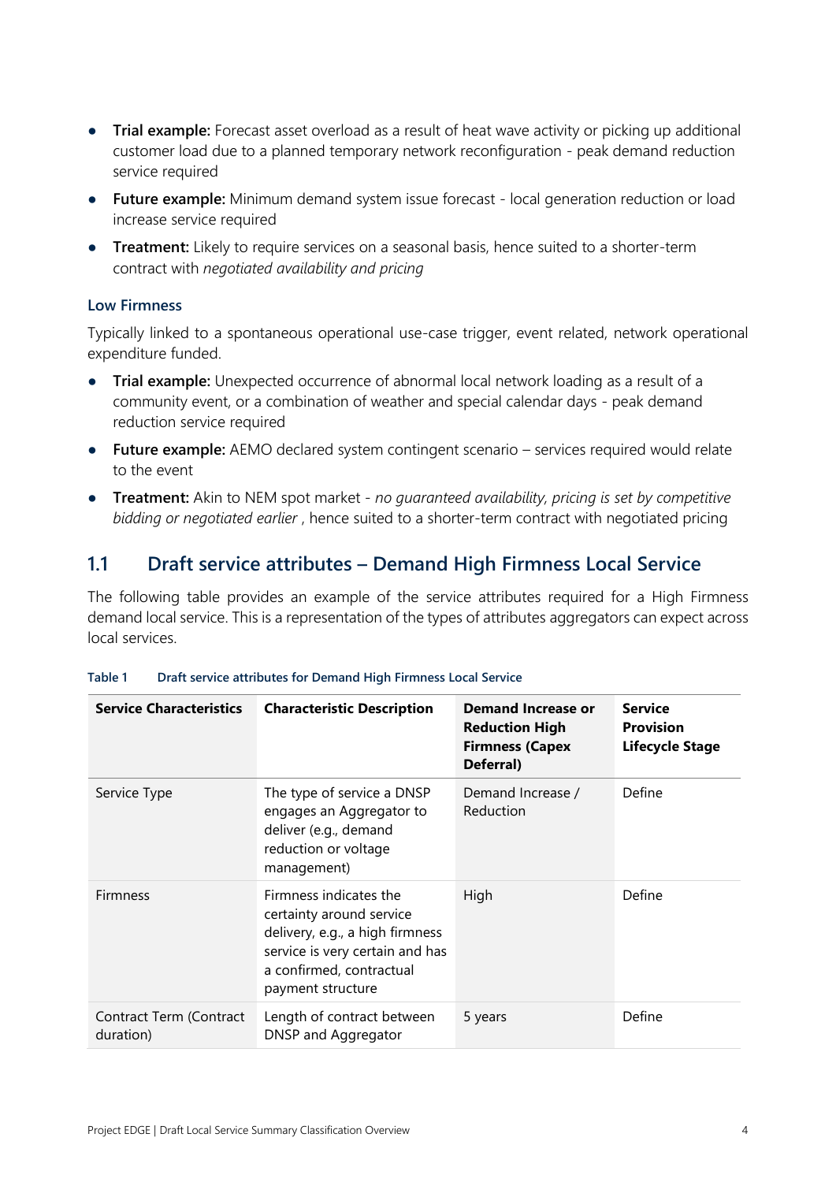- **Trial example:** Forecast asset overload as a result of heat wave activity or picking up additional customer load due to a planned temporary network reconfiguration - peak demand reduction service required
- **Future example:** Minimum demand system issue forecast - local generation reduction or load increase service required
- **Treatment:** Likely to require services on a seasonal basis, hence suited to a shorter-term contract with *negotiated availability and pricing*

### Low Firmness

Typically linked to a spontaneous operational use-case trigger, event related, network operational expenditure funded.

- **Trial example:** Unexpected occurrence of abnormal local network loading as a result of a community event, or a combination of weather and special calendar days - peak demand reduction service required
- **Future example:** AEMO declared system contingent scenario – services required would relate to the event
- **Treatment:** Akin to NEM spot market - *no guaranteed availability, pricing is set by competitive bidding or negotiated earlier* , hence suited to a shorter-term contract with negotiated pricing

## 1.1 Draft service attributes – Demand High Firmness Local Service

The following table provides an example of the service attributes required for a High Firmness demand local service. This is a representation of the types of attributes aggregators can expect across local services.

**Table 1 Draft service attributes for Demand High Firmness Local Service**

| Service Characteristics | Characteristic Description | Demand Increase or Reduction High Firmness (Capex Deferral) | Service Provision Lifecycle Stage |
|---|---|---|---|
| Service Type | The type of service a DNSP engages an Aggregator to deliver (e.g., demand reduction or voltage management) | Demand Increase / Reduction | Define |
| Firmness | Firmness indicates the certainty around service delivery, e.g., a high firmness service is very certain and has a confirmed, contractual payment structure | High | Define |
| Contract Term (Contract duration) | Length of contract between DNSP and Aggregator | 5 years | Define |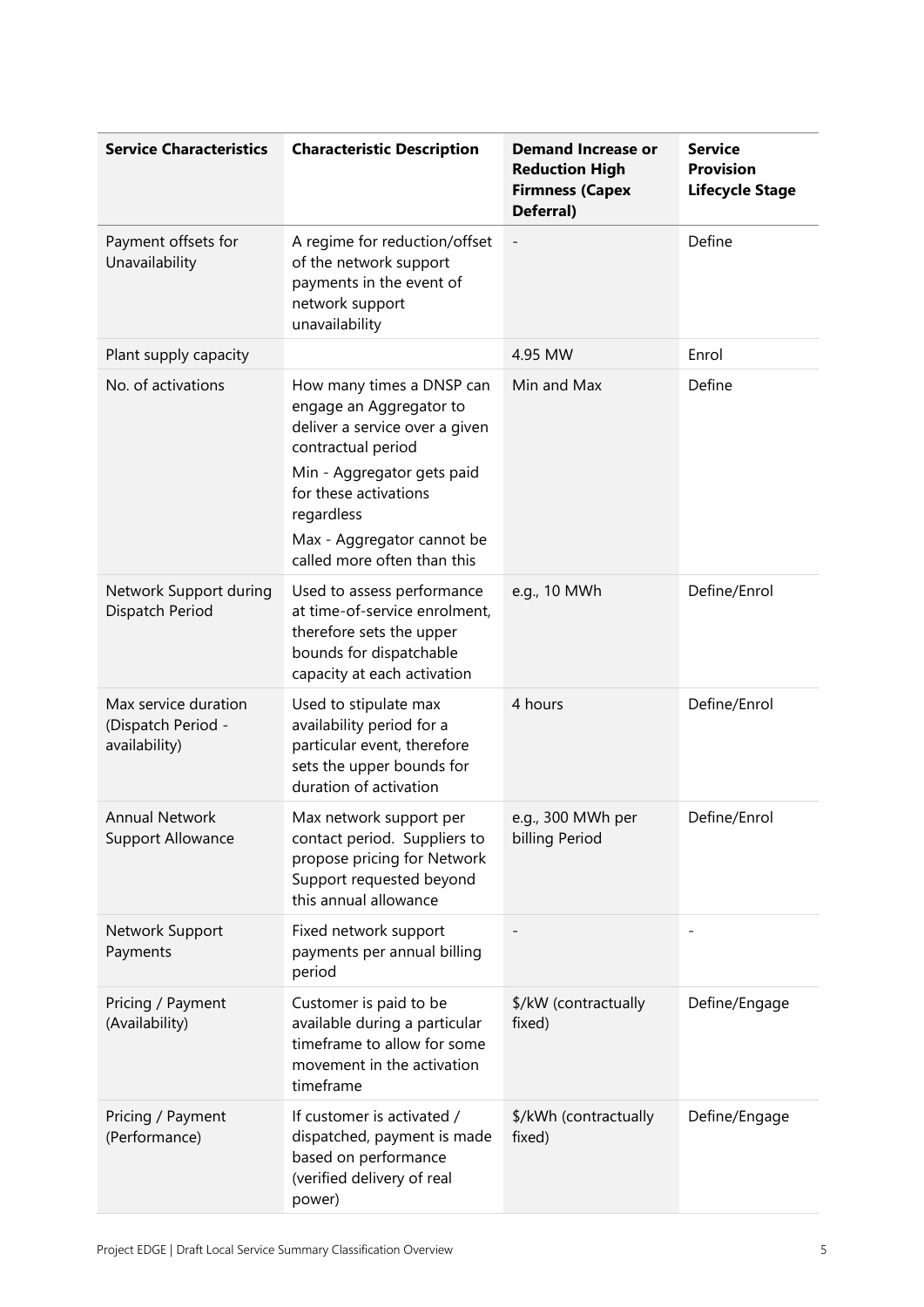| Service Characteristics | Characteristic Description | Demand Increase or Reduction High Firmness (Capex Deferral) | Service Provision Lifecycle Stage |
|---|---|---|---|
| Payment offsets for Unavailability | A regime for reduction/offset of the network support payments in the event of network support unavailability | - | Define |
| Plant supply capacity | | 4.95 MW | Enrol |
| No. of activations | How many times a DNSP can engage an Aggregator to deliver a service over a given contractual period<br>Min - Aggregator gets paid for these activations regardless<br>Max - Aggregator cannot be called more often than this | Min and Max | Define |
| Network Support during Dispatch Period | Used to assess performance at time-of-service enrolment, therefore sets the upper bounds for dispatchable capacity at each activation | e.g., 10 MWh | Define/Enrol |
| Max service duration (Dispatch Period - availability) | Used to stipulate max availability period for a particular event, therefore sets the upper bounds for duration of activation | 4 hours | Define/Enrol |
| Annual Network Support Allowance | Max network support per contact period. Suppliers to propose pricing for Network Support requested beyond this annual allowance | e.g., 300 MWh per billing Period | Define/Enrol |
| Network Support Payments | Fixed network support payments per annual billing period | - | - |
| Pricing / Payment (Availability) | Customer is paid to be available during a particular timeframe to allow for some movement in the activation timeframe | $/kW (contractually fixed) | Define/Engage |
| Pricing / Payment (Performance) | If customer is activated / dispatched, payment is made based on performance (verified delivery of real power) | $/kWh (contractually fixed) | Define/Engage |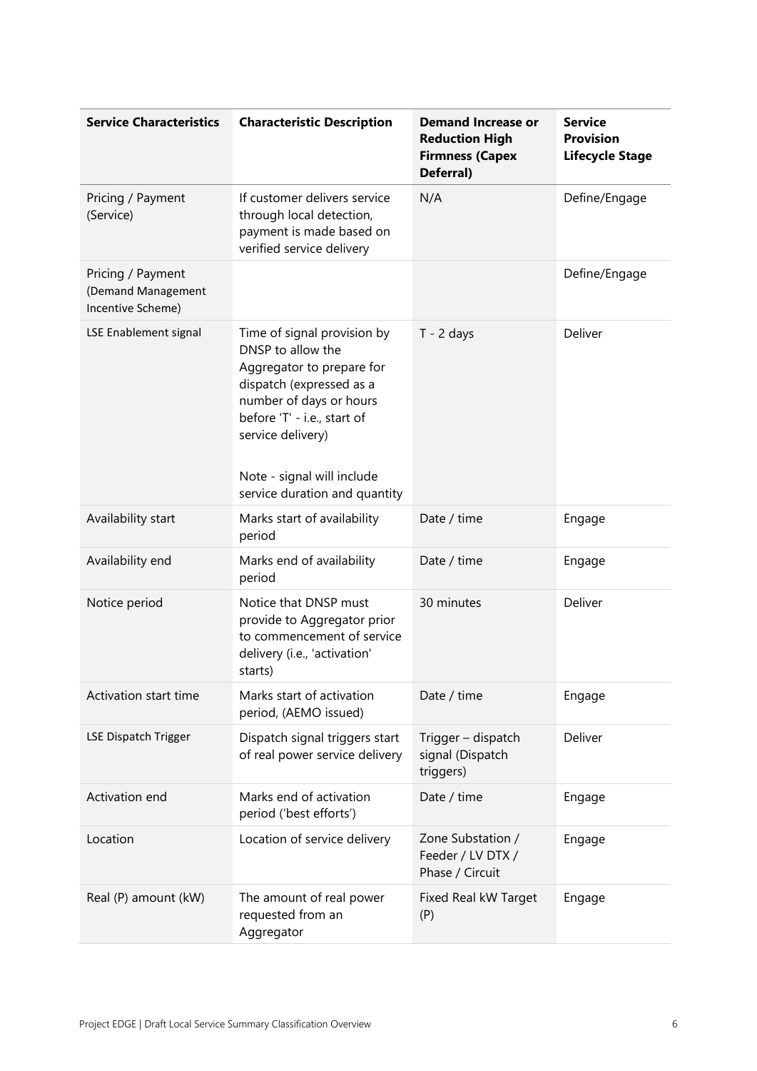| Service Characteristics | Characteristic Description | Demand Increase or Reduction High Firmness (Capex Deferral) | Service Provision Lifecycle Stage |
|---|---|---|---|
| Pricing / Payment (Service) | If customer delivers service through local detection, payment is made based on verified service delivery | N/A | Define/Engage |
| Pricing / Payment (Demand Management Incentive Scheme) | | | Define/Engage |
| LSE Enablement signal | Time of signal provision by DNSP to allow the Aggregator to prepare for dispatch (expressed as a number of days or hours before 'T' - i.e., start of service delivery)<br><br>Note - signal will include service duration and quantity | T - 2 days | Deliver |
| Availability start | Marks start of availability period | Date / time | Engage |
| Availability end | Marks end of availability period | Date / time | Engage |
| Notice period | Notice that DNSP must provide to Aggregator prior to commencement of service delivery (i.e., 'activation' starts) | 30 minutes | Deliver |
| Activation start time | Marks start of activation period, (AEMO issued) | Date / time | Engage |
| LSE Dispatch Trigger | Dispatch signal triggers start of real power service delivery | Trigger – dispatch signal (Dispatch triggers) | Deliver |
| Activation end | Marks end of activation period ('best efforts') | Date / time | Engage |
| Location | Location of service delivery | Zone Substation / Feeder / LV DTX / Phase / Circuit | Engage |
| Real (P) amount (kW) | The amount of real power requested from an Aggregator | Fixed Real kW Target (P) | Engage |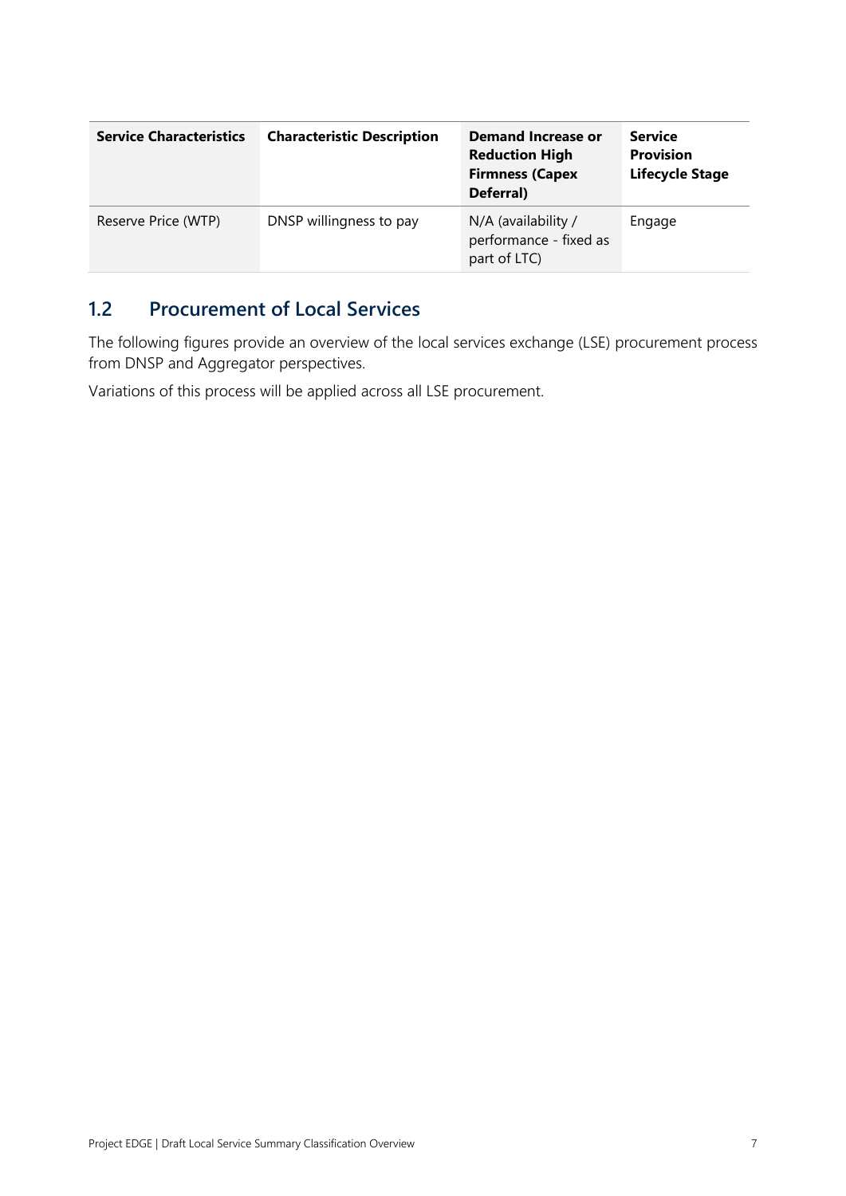| Service Characteristics | Characteristic Description | Demand Increase or Reduction High Firmness (Capex Deferral) | Service Provision Lifecycle Stage |
| --- | --- | --- | --- |
| Reserve Price (WTP) | DNSP willingness to pay | N/A (availability / performance - fixed as part of LTC) | Engage |

## 1.2 Procurement of Local Services

The following figures provide an overview of the local services exchange (LSE) procurement process from DNSP and Aggregator perspectives.

Variations of this process will be applied across all LSE procurement.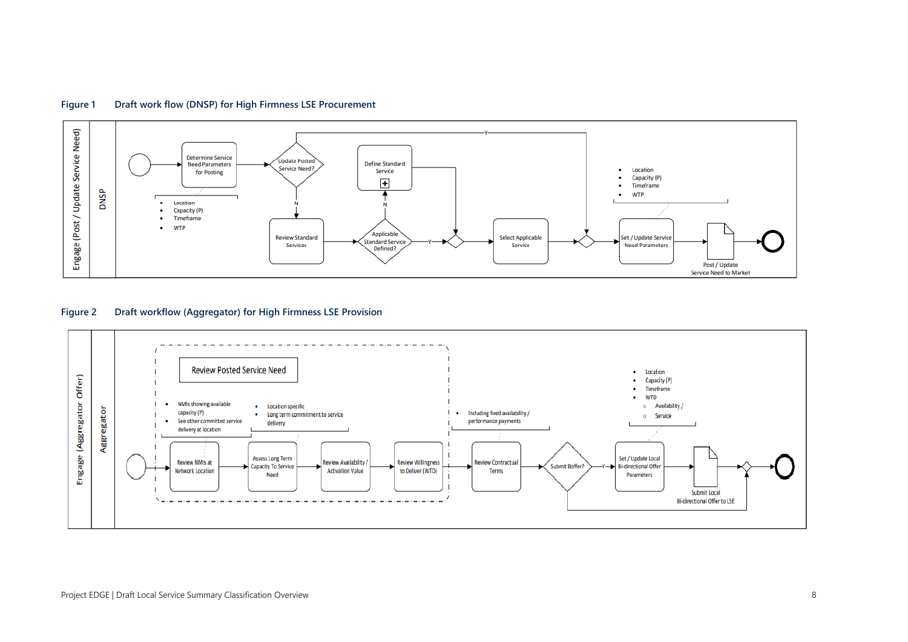Figure 1 Draft work flow (DNSP) for High Firmness LSE Procurement

Engage (Post / Update Service Need)

DNSP

Determine Service Need Parameters for Posting

- Location
- Capacity (P)
- Timeframe
- WTP

Update Posted Service Need?

Y

N

Review Standard Services

Applicable Standard Service Defined?

Y

N

Define Standard Service

Select Applicable Service

Set / Update Service Need Parameters

- Location
- Capacity (P)
- Timeframe
- WTP

Post / Update Service Need to Market

Figure 2 Draft workflow (Aggregator) for High Firmness LSE Provision

Engage (Aggregator Offer)

Aggregator

Review Posted Service Need

- NMIs showing available capacity (P)
- See other committed service delivery at location

- Location specific
- Long term commitment to service delivery

- Including fixed availability / performance payments

Review NMIs at Network Location

Assess Long Term Capacity To Service Need

Review Availability / Activation Value

Review Willingness to Deliver (WTD)

Review Contractual Terms

Submit Boffer?

Y

Set / Update Local Bi-directional Offer Parameters

- Location
- Capacity (P)
- Timeframe
- WTD
  - Availability /
  - Service

Submit Local Bi-directional Offer to LSE